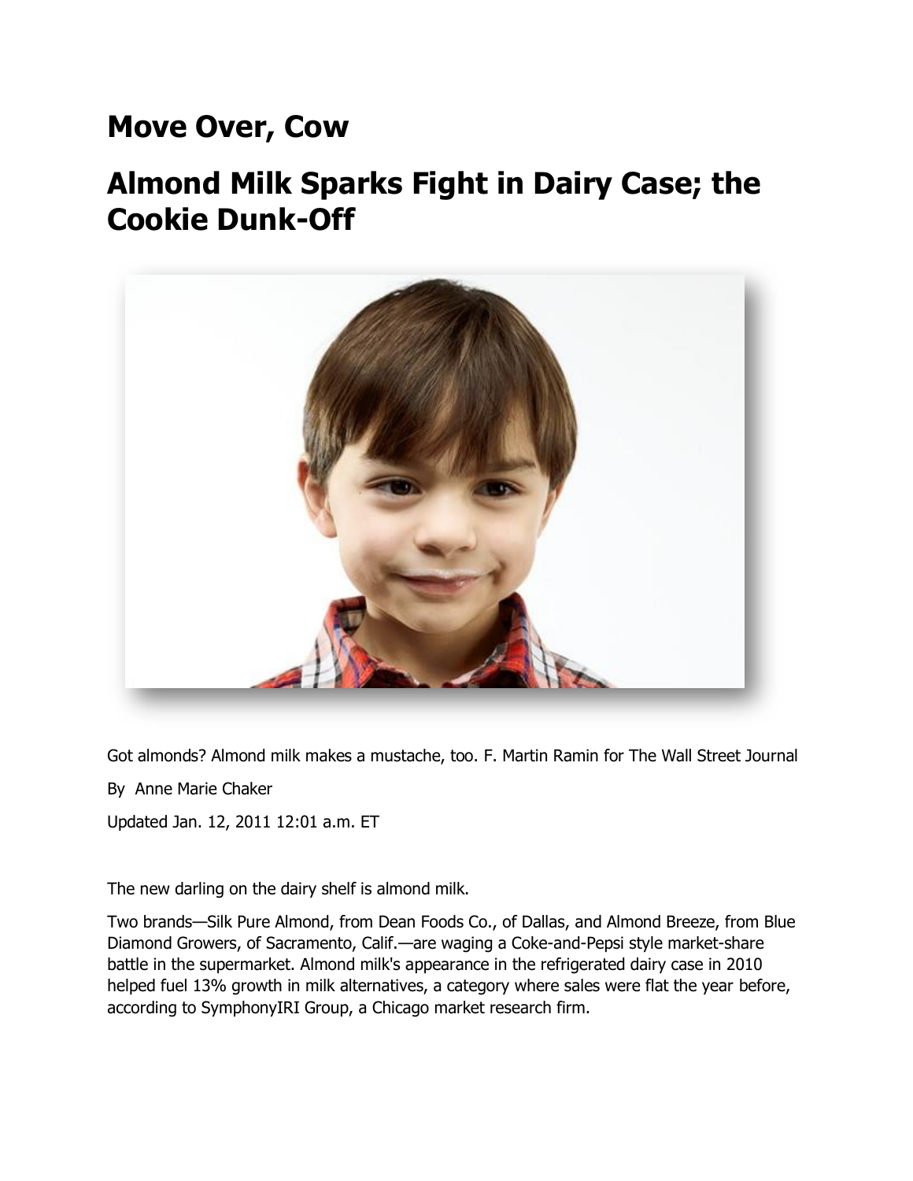# Move Over, Cow

# Almond Milk Sparks Fight in Dairy Case; the Cookie Dunk-Off

Got almonds? Almond milk makes a mustache, too. F. Martin Ramin for The Wall Street Journal

By Anne Marie Chaker

Updated Jan. 12, 2011 12:01 a.m. ET

The new darling on the dairy shelf is almond milk.

Two brands—Silk Pure Almond, from Dean Foods Co., of Dallas, and Almond Breeze, from Blue Diamond Growers, of Sacramento, Calif.—are waging a Coke-and-Pepsi style market-share battle in the supermarket. Almond milk's appearance in the refrigerated dairy case in 2010 helped fuel 13% growth in milk alternatives, a category where sales were flat the year before, according to SymphonyIRI Group, a Chicago market research firm.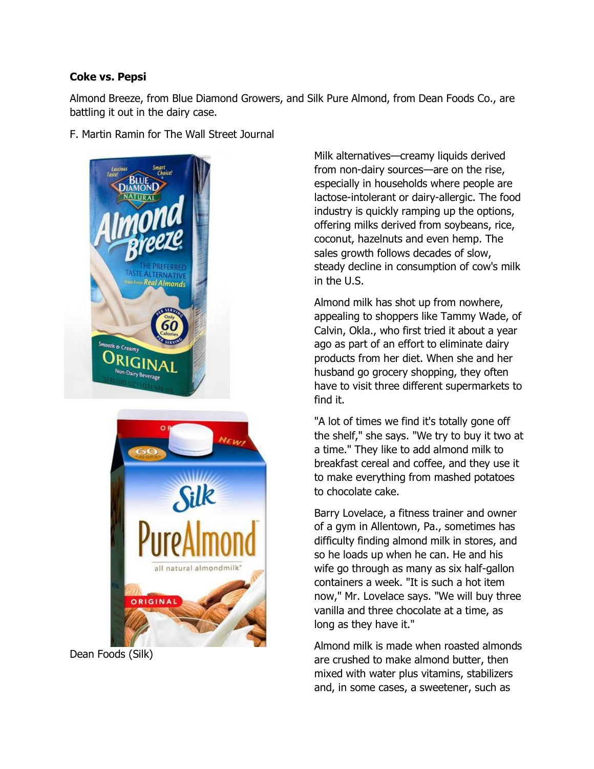**Coke vs. Pepsi**

Almond Breeze, from Blue Diamond Growers, and Silk Pure Almond, from Dean Foods Co., are battling it out in the dairy case.

F. Martin Ramin for The Wall Street Journal

Dean Foods (Silk)

Milk alternatives—creamy liquids derived from non-dairy sources—are on the rise, especially in households where people are lactose-intolerant or dairy-allergic. The food industry is quickly ramping up the options, offering milks derived from soybeans, rice, coconut, hazelnuts and even hemp. The sales growth follows decades of slow, steady decline in consumption of cow's milk in the U.S.

Almond milk has shot up from nowhere, appealing to shoppers like Tammy Wade, of Calvin, Okla., who first tried it about a year ago as part of an effort to eliminate dairy products from her diet. When she and her husband go grocery shopping, they often have to visit three different supermarkets to find it.

"A lot of times we find it's totally gone off the shelf," she says. "We try to buy it two at a time." They like to add almond milk to breakfast cereal and coffee, and they use it to make everything from mashed potatoes to chocolate cake.

Barry Lovelace, a fitness trainer and owner of a gym in Allentown, Pa., sometimes has difficulty finding almond milk in stores, and so he loads up when he can. He and his wife go through as many as six half-gallon containers a week. "It is such a hot item now," Mr. Lovelace says. "We will buy three vanilla and three chocolate at a time, as long as they have it."

Almond milk is made when roasted almonds are crushed to make almond butter, then mixed with water plus vitamins, stabilizers and, in some cases, a sweetener, such as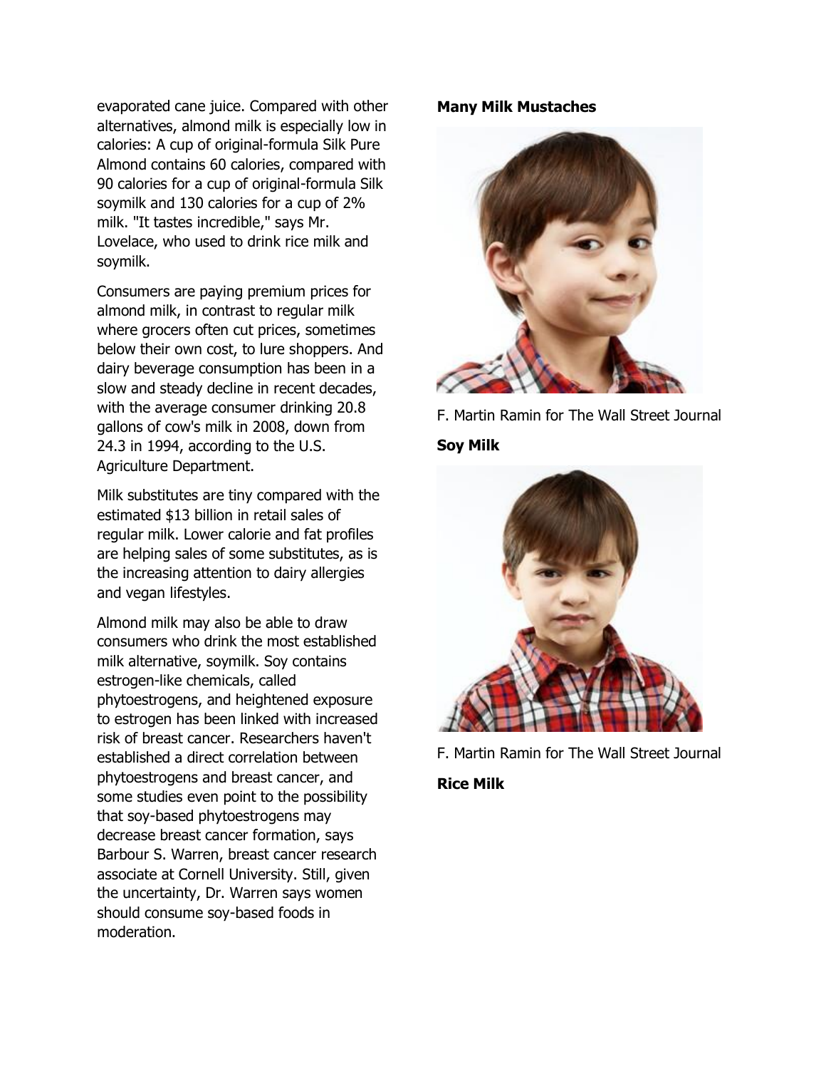evaporated cane juice. Compared with other alternatives, almond milk is especially low in calories: A cup of original-formula Silk Pure Almond contains 60 calories, compared with 90 calories for a cup of original-formula Silk soymilk and 130 calories for a cup of 2% milk. "It tastes incredible," says Mr. Lovelace, who used to drink rice milk and soymilk.

Consumers are paying premium prices for almond milk, in contrast to regular milk where grocers often cut prices, sometimes below their own cost, to lure shoppers. And dairy beverage consumption has been in a slow and steady decline in recent decades, with the average consumer drinking 20.8 gallons of cow's milk in 2008, down from 24.3 in 1994, according to the U.S. Agriculture Department.

Milk substitutes are tiny compared with the estimated $13 billion in retail sales of regular milk. Lower calorie and fat profiles are helping sales of some substitutes, as is the increasing attention to dairy allergies and vegan lifestyles.

Almond milk may also be able to draw consumers who drink the most established milk alternative, soymilk. Soy contains estrogen-like chemicals, called phytoestrogens, and heightened exposure to estrogen has been linked with increased risk of breast cancer. Researchers haven't established a direct correlation between phytoestrogens and breast cancer, and some studies even point to the possibility that soy-based phytoestrogens may decrease breast cancer formation, says Barbour S. Warren, breast cancer research associate at Cornell University. Still, given the uncertainty, Dr. Warren says women should consume soy-based foods in moderation.

**Many Milk Mustaches**

F. Martin Ramin for The Wall Street Journal

**Soy Milk**

F. Martin Ramin for The Wall Street Journal

**Rice Milk**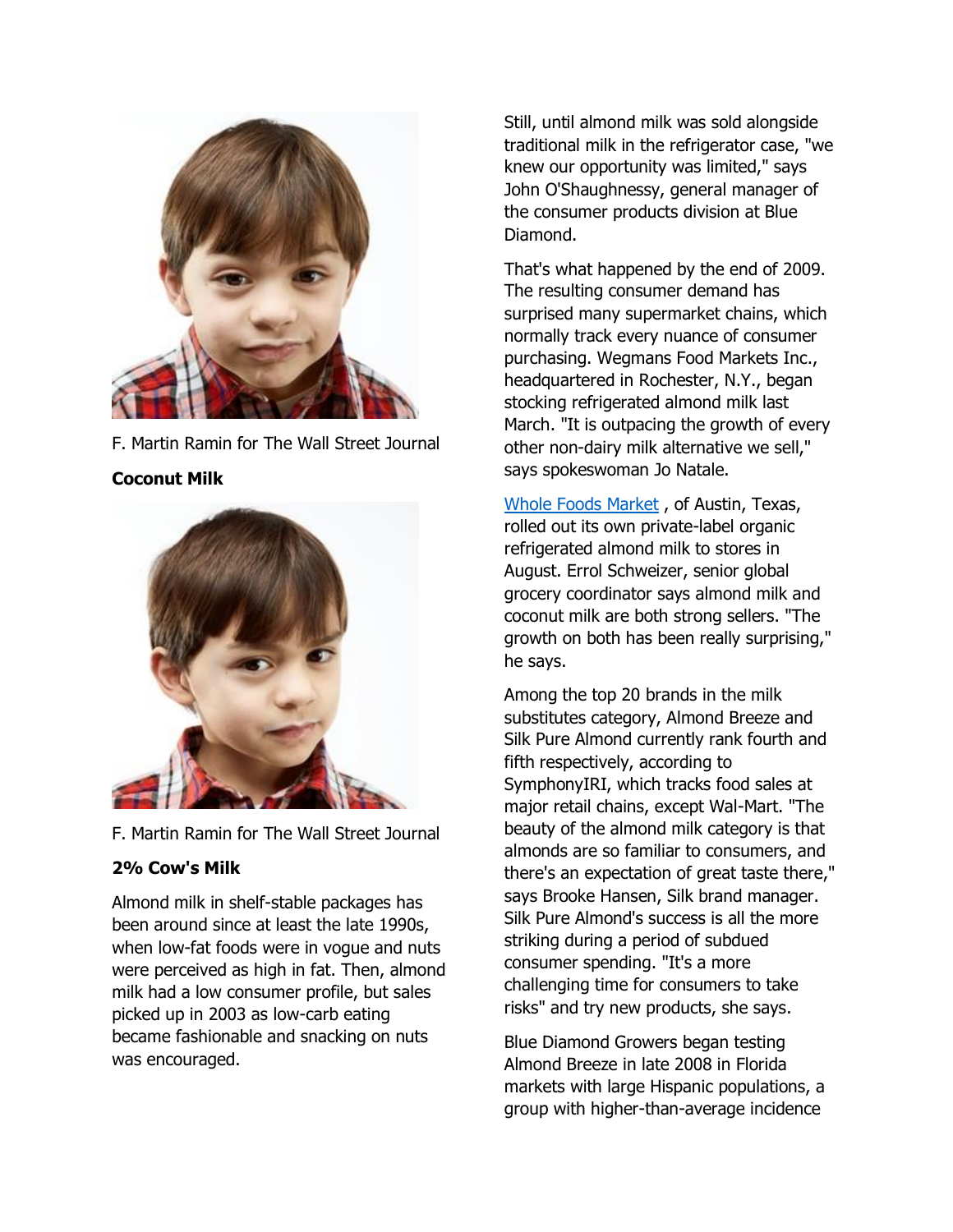F. Martin Ramin for The Wall Street Journal

**Coconut Milk**

F. Martin Ramin for The Wall Street Journal

**2% Cow's Milk**

Almond milk in shelf-stable packages has been around since at least the late 1990s, when low-fat foods were in vogue and nuts were perceived as high in fat. Then, almond milk had a low consumer profile, but sales picked up in 2003 as low-carb eating became fashionable and snacking on nuts was encouraged.

Still, until almond milk was sold alongside traditional milk in the refrigerator case, "we knew our opportunity was limited," says John O'Shaughnessy, general manager of the consumer products division at Blue Diamond.

That's what happened by the end of 2009. The resulting consumer demand has surprised many supermarket chains, which normally track every nuance of consumer purchasing. Wegmans Food Markets Inc., headquartered in Rochester, N.Y., began stocking refrigerated almond milk last March. "It is outpacing the growth of every other non-dairy milk alternative we sell," says spokeswoman Jo Natale.

Whole Foods Market , of Austin, Texas, rolled out its own private-label organic refrigerated almond milk to stores in August. Errol Schweizer, senior global grocery coordinator says almond milk and coconut milk are both strong sellers. "The growth on both has been really surprising," he says.

Among the top 20 brands in the milk substitutes category, Almond Breeze and Silk Pure Almond currently rank fourth and fifth respectively, according to SymphonyIRI, which tracks food sales at major retail chains, except Wal-Mart. "The beauty of the almond milk category is that almonds are so familiar to consumers, and there's an expectation of great taste there," says Brooke Hansen, Silk brand manager. Silk Pure Almond's success is all the more striking during a period of subdued consumer spending. "It's a more challenging time for consumers to take risks" and try new products, she says.

Blue Diamond Growers began testing Almond Breeze in late 2008 in Florida markets with large Hispanic populations, a group with higher-than-average incidence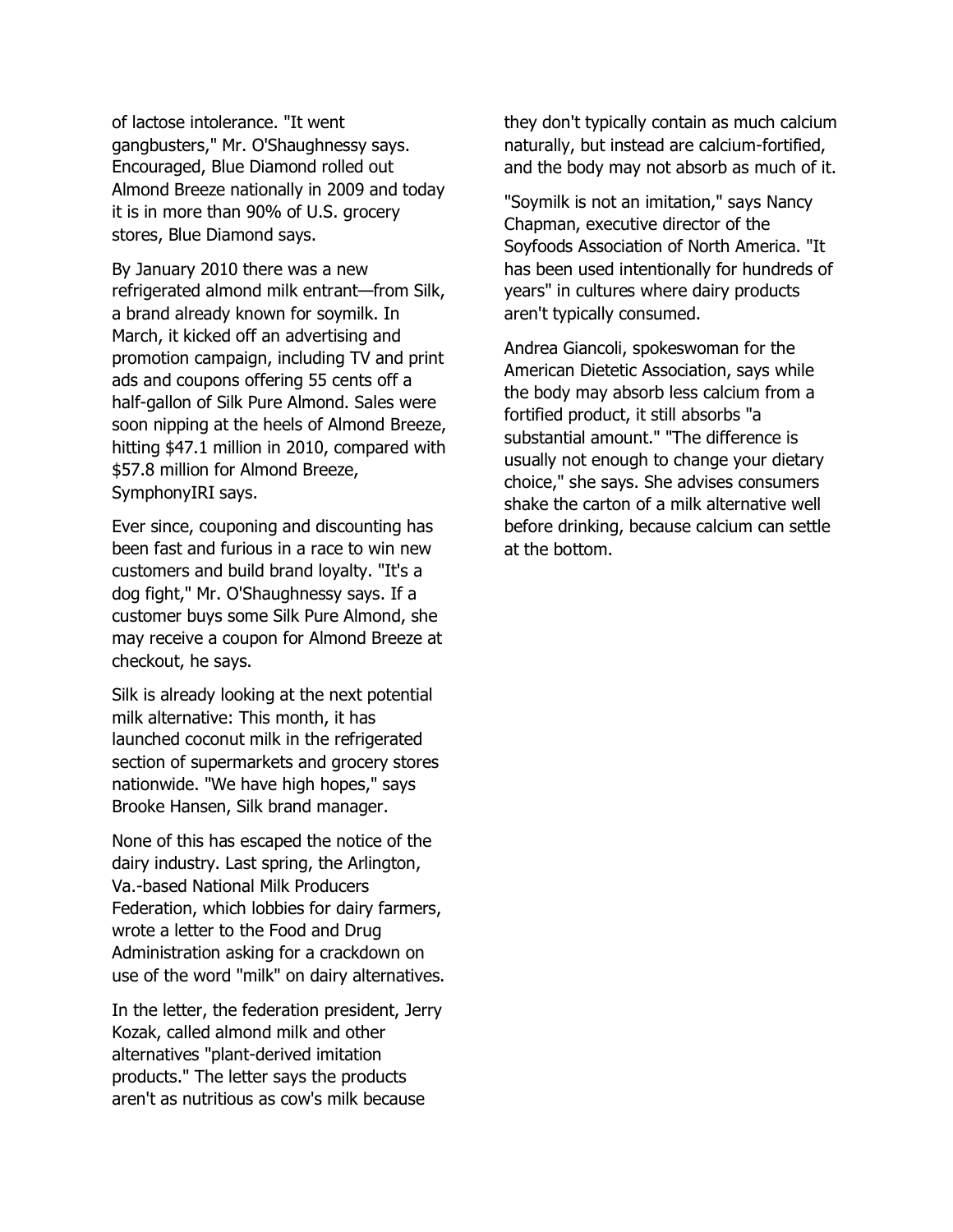of lactose intolerance. "It went gangbusters," Mr. O'Shaughnessy says. Encouraged, Blue Diamond rolled out Almond Breeze nationally in 2009 and today it is in more than 90% of U.S. grocery stores, Blue Diamond says.

By January 2010 there was a new refrigerated almond milk entrant—from Silk, a brand already known for soymilk. In March, it kicked off an advertising and promotion campaign, including TV and print ads and coupons offering 55 cents off a half-gallon of Silk Pure Almond. Sales were soon nipping at the heels of Almond Breeze, hitting $47.1 million in 2010, compared with $57.8 million for Almond Breeze, SymphonyIRI says.

Ever since, couponing and discounting has been fast and furious in a race to win new customers and build brand loyalty. "It's a dog fight," Mr. O'Shaughnessy says. If a customer buys some Silk Pure Almond, she may receive a coupon for Almond Breeze at checkout, he says.

Silk is already looking at the next potential milk alternative: This month, it has launched coconut milk in the refrigerated section of supermarkets and grocery stores nationwide. "We have high hopes," says Brooke Hansen, Silk brand manager.

None of this has escaped the notice of the dairy industry. Last spring, the Arlington, Va.-based National Milk Producers Federation, which lobbies for dairy farmers, wrote a letter to the Food and Drug Administration asking for a crackdown on use of the word "milk" on dairy alternatives.

In the letter, the federation president, Jerry Kozak, called almond milk and other alternatives "plant-derived imitation products." The letter says the products aren't as nutritious as cow's milk because they don't typically contain as much calcium naturally, but instead are calcium-fortified, and the body may not absorb as much of it.

"Soymilk is not an imitation," says Nancy Chapman, executive director of the Soyfoods Association of North America. "It has been used intentionally for hundreds of years" in cultures where dairy products aren't typically consumed.

Andrea Giancoli, spokeswoman for the American Dietetic Association, says while the body may absorb less calcium from a fortified product, it still absorbs "a substantial amount." "The difference is usually not enough to change your dietary choice," she says. She advises consumers shake the carton of a milk alternative well before drinking, because calcium can settle at the bottom.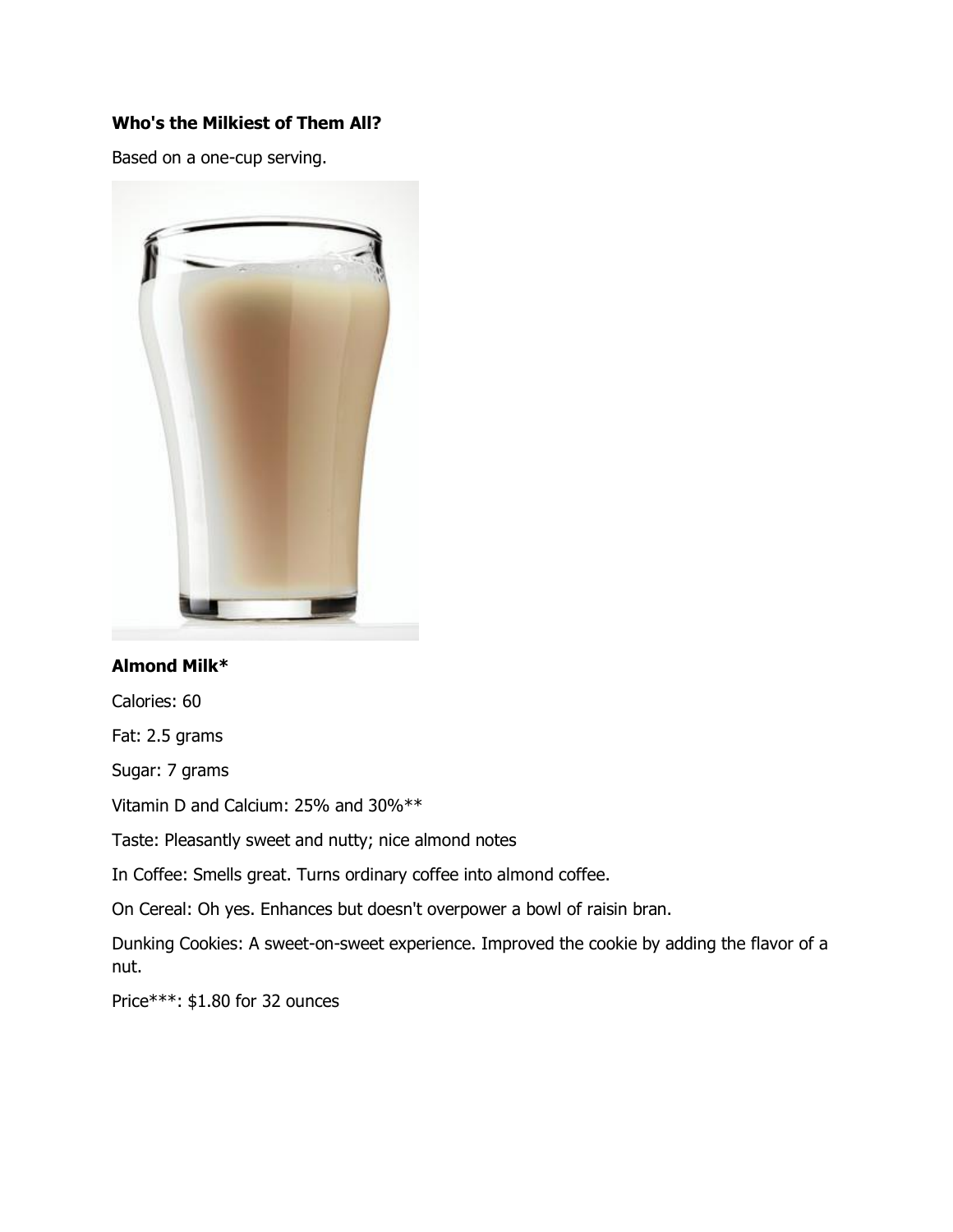**Who's the Milkiest of Them All?**

Based on a one-cup serving.

**Almond Milk***

Calories: 60

Fat: 2.5 grams

Sugar: 7 grams

Vitamin D and Calcium: 25% and 30%**

Taste: Pleasantly sweet and nutty; nice almond notes

In Coffee: Smells great. Turns ordinary coffee into almond coffee.

On Cereal: Oh yes. Enhances but doesn't overpower a bowl of raisin bran.

Dunking Cookies: A sweet-on-sweet experience. Improved the cookie by adding the flavor of a nut.

Price***: $1.80 for 32 ounces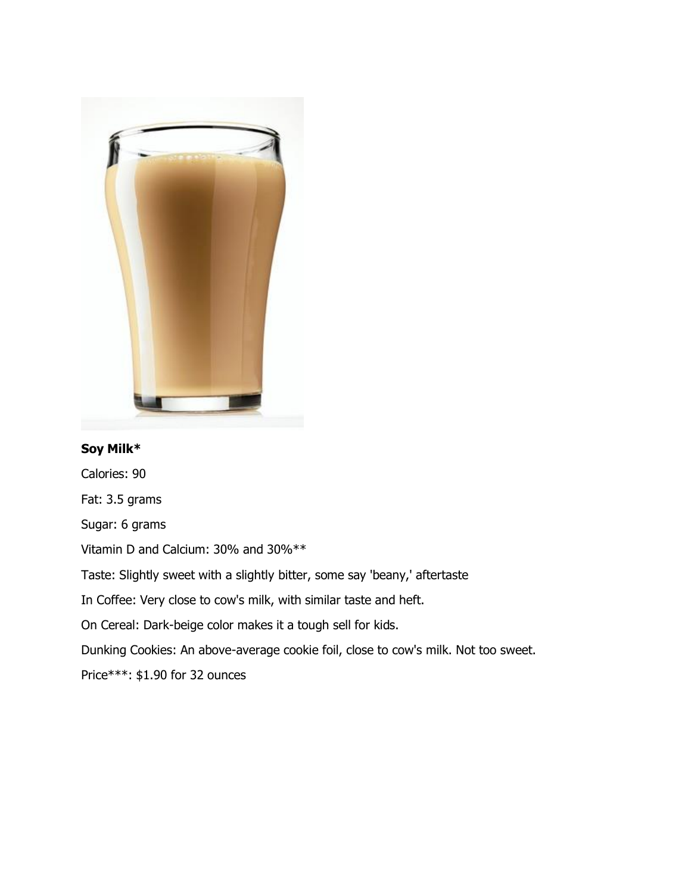**Soy Milk***

Calories: 90

Fat: 3.5 grams

Sugar: 6 grams

Vitamin D and Calcium: 30% and 30%**

Taste: Slightly sweet with a slightly bitter, some say 'beany,' aftertaste

In Coffee: Very close to cow's milk, with similar taste and heft.

On Cereal: Dark-beige color makes it a tough sell for kids.

Dunking Cookies: An above-average cookie foil, close to cow's milk. Not too sweet.

Price***: $1.90 for 32 ounces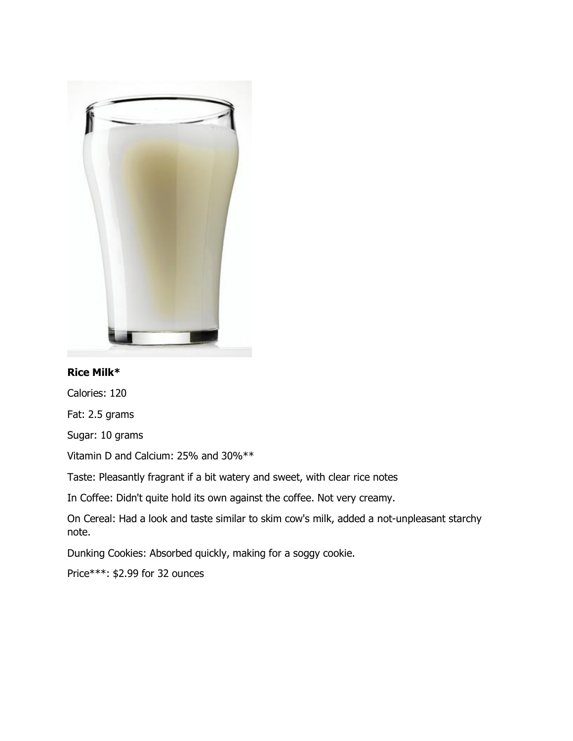**Rice Milk***

Calories: 120

Fat: 2.5 grams

Sugar: 10 grams

Vitamin D and Calcium: 25% and 30%**

Taste: Pleasantly fragrant if a bit watery and sweet, with clear rice notes

In Coffee: Didn't quite hold its own against the coffee. Not very creamy.

On Cereal: Had a look and taste similar to skim cow's milk, added a not-unpleasant starchy note.

Dunking Cookies: Absorbed quickly, making for a soggy cookie.

Price***: $2.99 for 32 ounces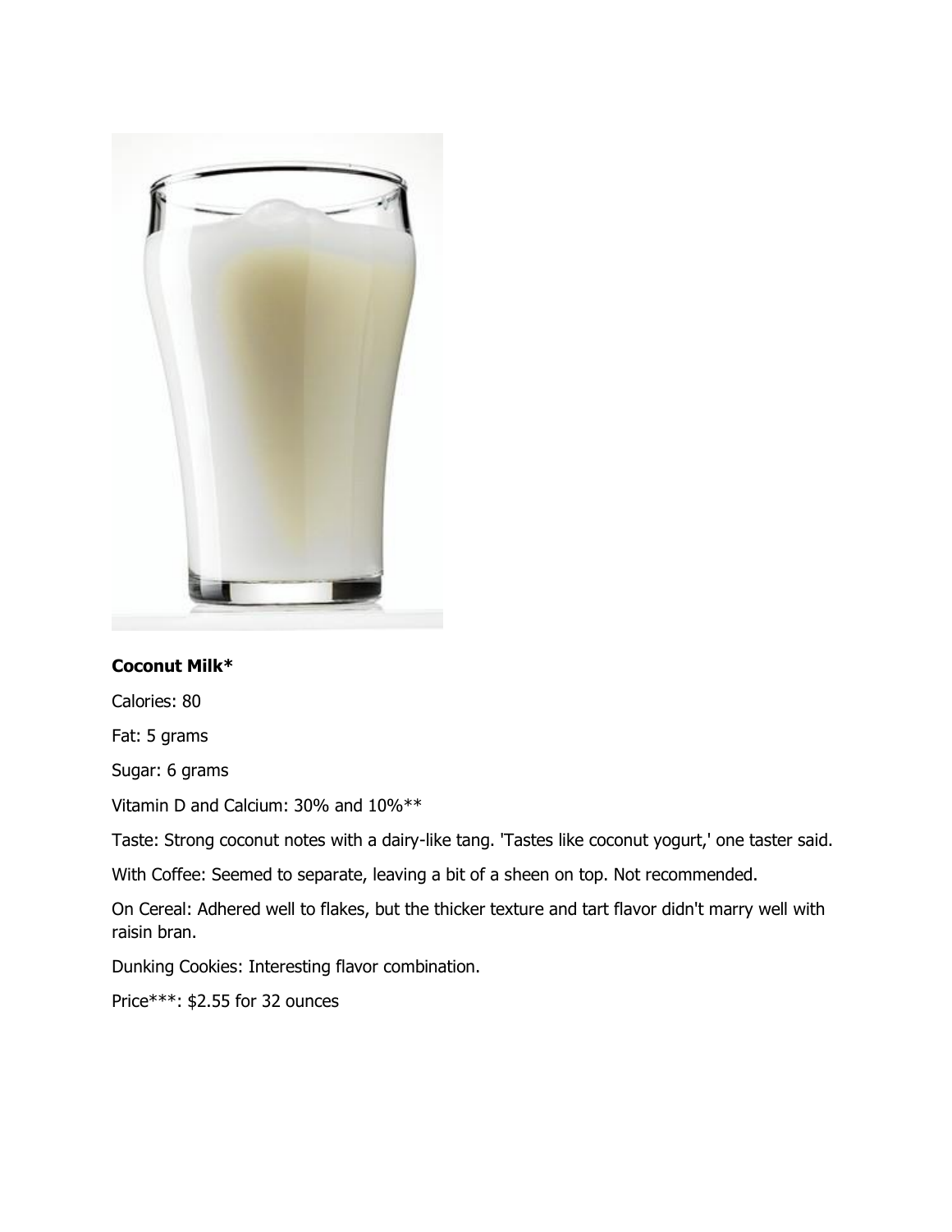**Coconut Milk***

Calories: 80

Fat: 5 grams

Sugar: 6 grams

Vitamin D and Calcium: 30% and 10%**

Taste: Strong coconut notes with a dairy-like tang. 'Tastes like coconut yogurt,' one taster said.

With Coffee: Seemed to separate, leaving a bit of a sheen on top. Not recommended.

On Cereal: Adhered well to flakes, but the thicker texture and tart flavor didn't marry well with raisin bran.

Dunking Cookies: Interesting flavor combination.

Price***: $2.55 for 32 ounces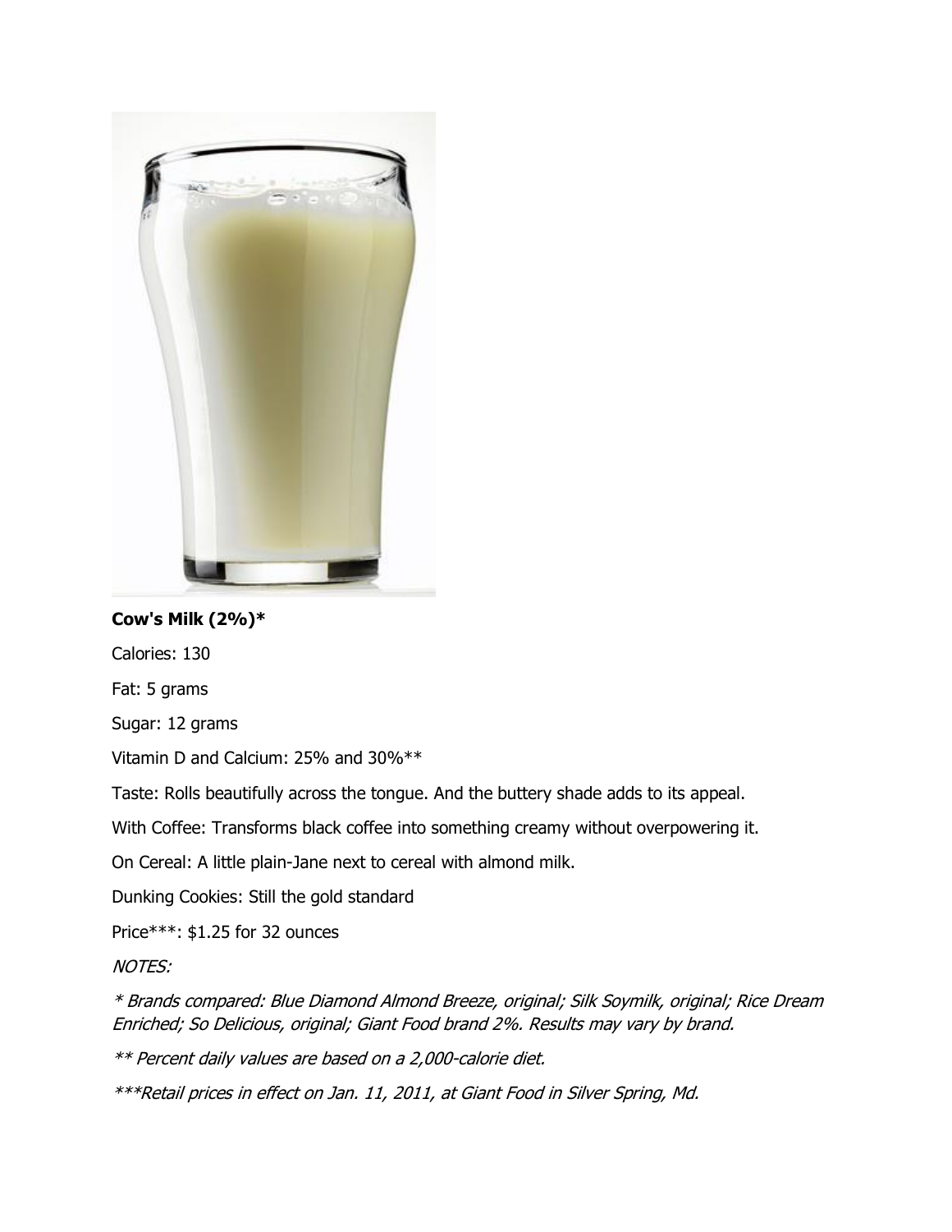**Cow's Milk (2%)***

Calories: 130

Fat: 5 grams

Sugar: 12 grams

Vitamin D and Calcium: 25% and 30%**

Taste: Rolls beautifully across the tongue. And the buttery shade adds to its appeal.

With Coffee: Transforms black coffee into something creamy without overpowering it.

On Cereal: A little plain-Jane next to cereal with almond milk.

Dunking Cookies: Still the gold standard

Price***: $1.25 for 32 ounces

*NOTES:*

*\* Brands compared: Blue Diamond Almond Breeze, original; Silk Soymilk, original; Rice Dream Enriched; So Delicious, original; Giant Food brand 2%. Results may vary by brand.*

*\*\* Percent daily values are based on a 2,000-calorie diet.*

*\*\*\*Retail prices in effect on Jan. 11, 2011, at Giant Food in Silver Spring, Md.*